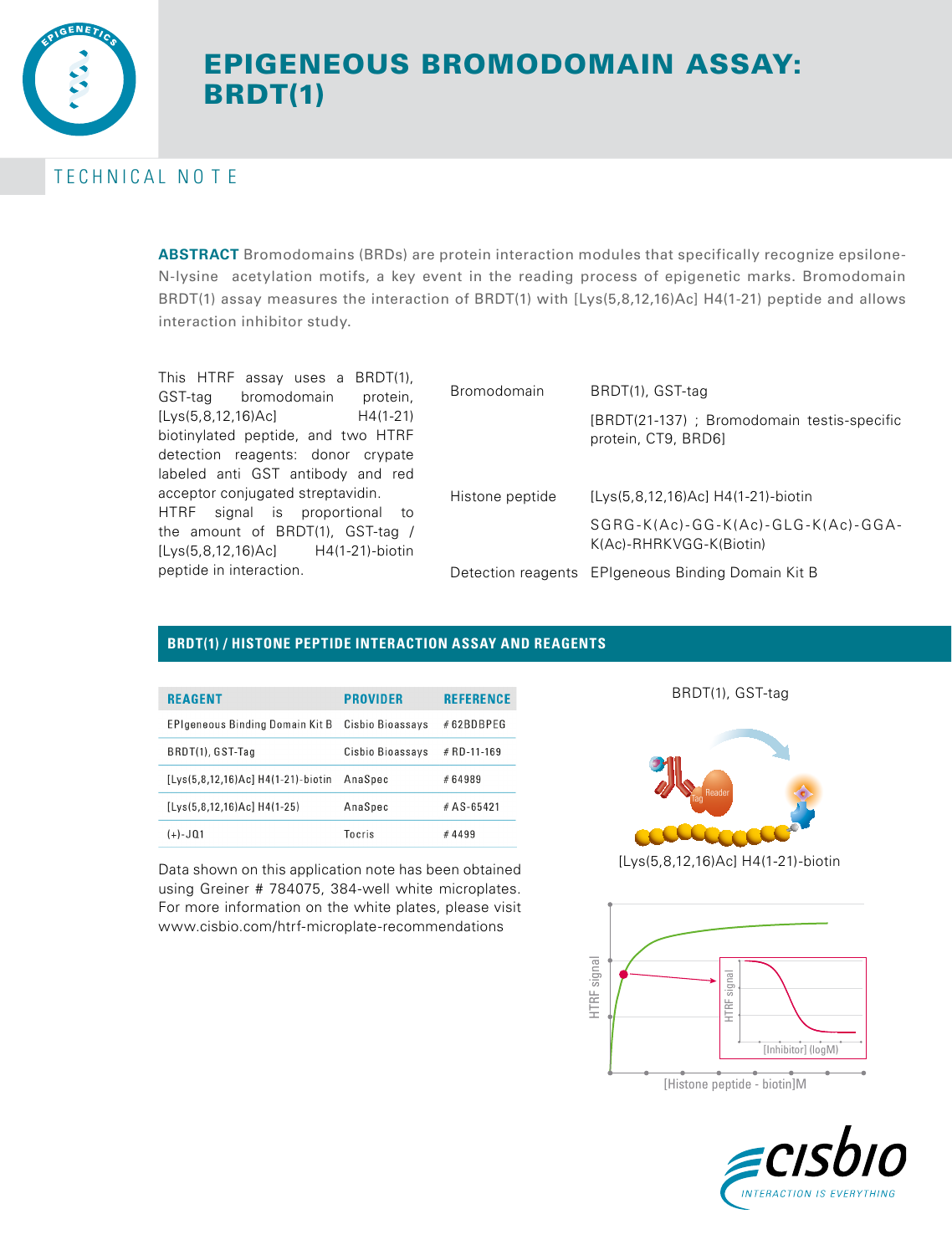# EPIGENEOUS BROMODOMAIN ASSAY: BRDT(1)

TECHNICAL NOTE

**ABSTRACT** Bromodomains (BRDs) are protein interaction modules that specifically recognize epsilone-N-lysine acetylation motifs, a key event in the reading process of epigenetic marks. Bromodomain BRDT(1) assay measures the interaction of BRDT(1) with [Lys(5,8,12,16)Ac] H4(1-21) peptide and allows interaction inhibitor study.

This HTRF assay uses a BRDT(1), GST-tag bromodomain protein, [Lys(5,8,12,16)Ac] H4(1-21) biotinylated peptide, and two HTRF detection reagents: donor crypate labeled anti GST antibody and red acceptor conjugated streptavidin. HTRF signal is proportional to the amount of BRDT(1), GST-tag / [Lys(5,8,12,16)Ac] H4(1-21)-biotin peptide in interaction.

| | |
|---|---|
| Bromodomain | BRDT(1), GST-tag<br>[BRDT(21-137) ; Bromodomain testis-specific protein, CT9, BRD6] |
| Histone peptide | [Lys(5,8,12,16)Ac] H4(1-21)-biotin<br>SGRG-K(Ac)-GG-K(Ac)-GLG-K(Ac)-GGA-K(Ac)-RHRKVGG-K(Biotin) |
| Detection reagents | EPIgeneous Binding Domain Kit B |

## BRDT(1) / HISTONE PEPTIDE INTERACTION ASSAY AND REAGENTS

| REAGENT | PROVIDER | REFERENCE |
|---|---|---|
| EPIgeneous Binding Domain Kit B | Cisbio Bioassays | # 62BDBPEG |
| BRDT(1), GST-Tag | Cisbio Bioassays | # RD-11-169 |
| [Lys(5,8,12,16)Ac] H4(1-21)-biotin | AnaSpec | # 64989 |
| [Lys(5,8,12,16)Ac] H4(1-25) | AnaSpec | # AS-65421 |
| (+)-JQ1 | Tocris | # 4499 |

Data shown on this application note has been obtained using Greiner # 784075, 384-well white microplates. For more information on the white plates, please visit www.cisbio.com/htrf-microplate-recommendations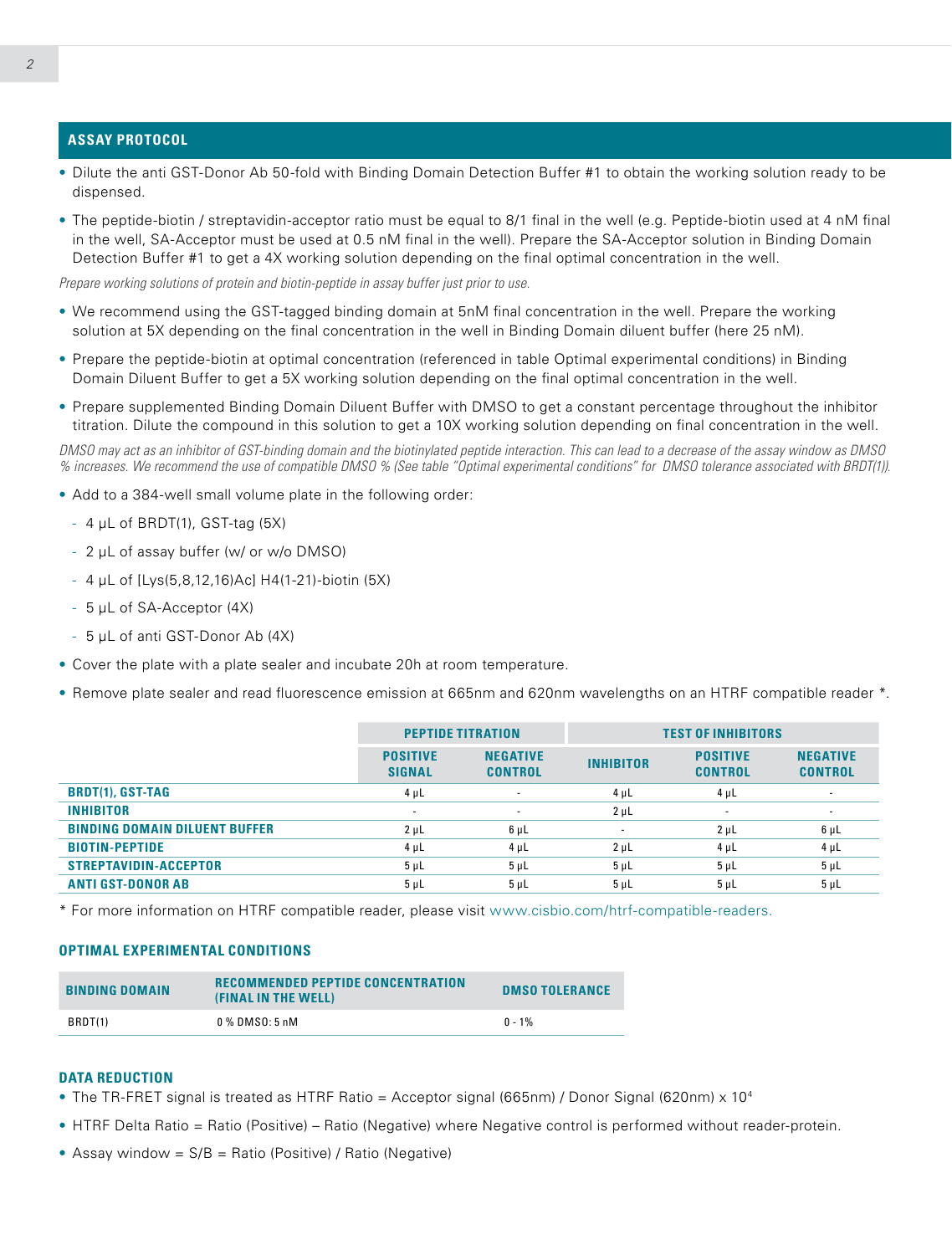## ASSAY PROTOCOL

- Dilute the anti GST-Donor Ab 50-fold with Binding Domain Detection Buffer #1 to obtain the working solution ready to be dispensed.
- The peptide-biotin / streptavidin-acceptor ratio must be equal to 8/1 final in the well (e.g. Peptide-biotin used at 4 nM final in the well, SA-Acceptor must be used at 0.5 nM final in the well). Prepare the SA-Acceptor solution in Binding Domain Detection Buffer #1 to get a 4X working solution depending on the final optimal concentration in the well.

*Prepare working solutions of protein and biotin-peptide in assay buffer just prior to use.*

- We recommend using the GST-tagged binding domain at 5nM final concentration in the well. Prepare the working solution at 5X depending on the final concentration in the well in Binding Domain diluent buffer (here 25 nM).
- Prepare the peptide-biotin at optimal concentration (referenced in table Optimal experimental conditions) in Binding Domain Diluent Buffer to get a 5X working solution depending on the final optimal concentration in the well.
- Prepare supplemented Binding Domain Diluent Buffer with DMSO to get a constant percentage throughout the inhibitor titration. Dilute the compound in this solution to get a 10X working solution depending on final concentration in the well.

*DMSO may act as an inhibitor of GST-binding domain and the biotinylated peptide interaction. This can lead to a decrease of the assay window as DMSO % increases. We recommend the use of compatible DMSO % (See table "Optimal experimental conditions" for DMSO tolerance associated with BRDT(1)).*

- Add to a 384-well small volume plate in the following order:
  - 4 µL of BRDT(1), GST-tag (5X)
  - 2 µL of assay buffer (w/ or w/o DMSO)
  - 4 µL of [Lys(5,8,12,16)Ac] H4(1-21)-biotin (5X)
  - 5 µL of SA-Acceptor (4X)
  - 5 µL of anti GST-Donor Ab (4X)
- Cover the plate with a plate sealer and incubate 20h at room temperature.
- Remove plate sealer and read fluorescence emission at 665nm and 620nm wavelengths on an HTRF compatible reader *.

| | PEPTIDE TITRATION | | TEST OF INHIBITORS | | |
|---|---|---|---|---|---|
| | POSITIVE SIGNAL | NEGATIVE CONTROL | INHIBITOR | POSITIVE CONTROL | NEGATIVE CONTROL |
| BRDT(1), GST-TAG | 4 µL | - | 4 µL | 4 µL | - |
| INHIBITOR | - | - | 2 µL | - | - |
| BINDING DOMAIN DILUENT BUFFER | 2 µL | 6 µL | - | 2 µL | 6 µL |
| BIOTIN-PEPTIDE | 4 µL | 4 µL | 2 µL | 4 µL | 4 µL |
| STREPTAVIDIN-ACCEPTOR | 5 µL | 5 µL | 5 µL | 5 µL | 5 µL |
| ANTI GST-DONOR AB | 5 µL | 5 µL | 5 µL | 5 µL | 5 µL |

\* For more information on HTRF compatible reader, please visit www.cisbio.com/htrf-compatible-readers.

### OPTIMAL EXPERIMENTAL CONDITIONS

| BINDING DOMAIN | RECOMMENDED PEPTIDE CONCENTRATION (FINAL IN THE WELL) | DMSO TOLERANCE |
|---|---|---|
| BRDT(1) | 0 % DMSO: 5 nM | 0 - 1% |

### DATA REDUCTION

- The TR-FRET signal is treated as HTRF Ratio = Acceptor signal (665nm) / Donor Signal (620nm) x $10^4$
- HTRF Delta Ratio = Ratio (Positive) – Ratio (Negative) where Negative control is performed without reader-protein.
- Assay window = S/B = Ratio (Positive) / Ratio (Negative)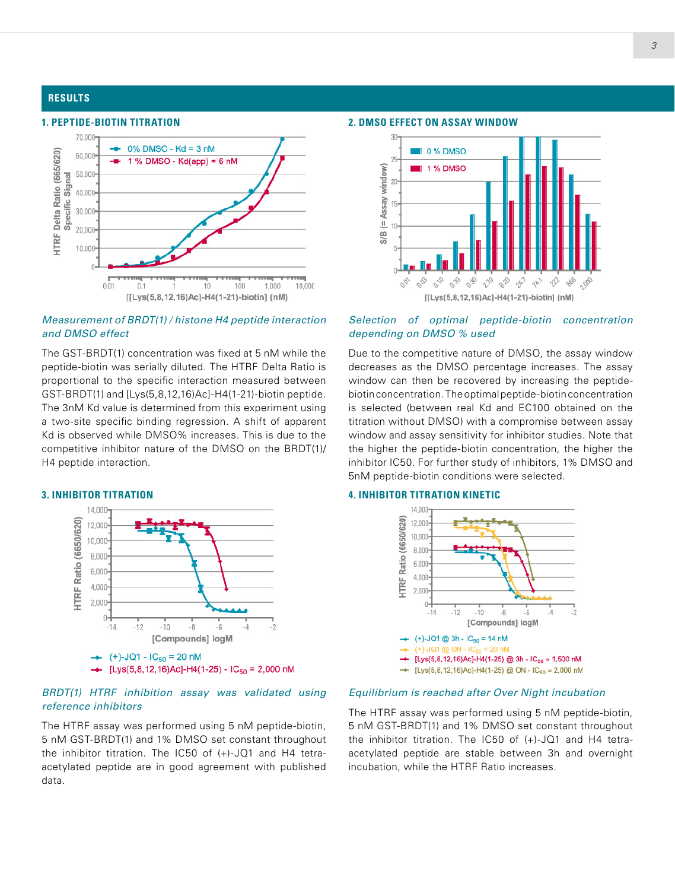# RESULTS

## 1. PEPTIDE-BIOTIN TITRATION

*Measurement of BRDT(1) / histone H4 peptide interaction and DMSO effect*

The GST-BRDT(1) concentration was fixed at 5 nM while the peptide-biotin was serially diluted. The HTRF Delta Ratio is proportional to the specific interaction measured between GST-BRDT(1) and [Lys(5,8,12,16)Ac]-H4(1-21)-biotin peptide. The 3nM Kd value is determined from this experiment using a two-site specific binding regression. A shift of apparent Kd is observed while DMSO% increases. This is due to the competitive inhibitor nature of the DMSO on the BRDT(1)/ H4 peptide interaction.

## 2. DMSO EFFECT ON ASSAY WINDOW

*Selection of optimal peptide-biotin concentration depending on DMSO % used*

Due to the competitive nature of DMSO, the assay window decreases as the DMSO percentage increases. The assay window can then be recovered by increasing the peptide-biotin concentration. The optimal peptide-biotin concentration is selected (between real Kd and EC100 obtained on the titration without DMSO) with a compromise between assay window and assay sensitivity for inhibitor studies. Note that the higher the peptide-biotin concentration, the higher the inhibitor IC50. For further study of inhibitors, 1% DMSO and 5nM peptide-biotin conditions were selected.

## 3. INHIBITOR TITRATION

*BRDT(1) HTRF inhibition assay was validated using reference inhibitors*

The HTRF assay was performed using 5 nM peptide-biotin, 5 nM GST-BRDT(1) and 1% DMSO set constant throughout the inhibitor titration. The IC50 of (+)-JQ1 and H4 tetra-acetylated peptide are in good agreement with published data.

## 4. INHIBITOR TITRATION KINETIC

*Equilibrium is reached after Over Night incubation*

The HTRF assay was performed using 5 nM peptide-biotin, 5 nM GST-BRDT(1) and 1% DMSO set constant throughout the inhibitor titration. The IC50 of (+)-JQ1 and H4 tetra-acetylated peptide are stable between 3h and overnight incubation, while the HTRF Ratio increases.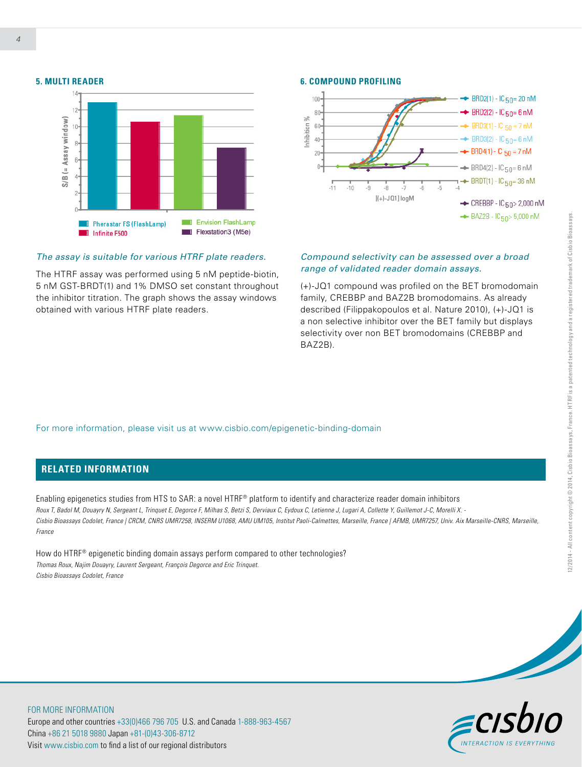### 5. MULTI READER

S/B (= Assay window)

14
12
10
8
6
4
2
0

Pherastar FS (FlashLamp)
Infinite F500
Envision FlashLamp
Flexstation3 (M5e)

*The assay is suitable for various HTRF plate readers.*

The HTRF assay was performed using 5 nM peptide-biotin, 5 nM GST-BRDT(1) and 1% DMSO set constant throughout the inhibitor titration. The graph shows the assay windows obtained with various HTRF plate readers.

### 6. COMPOUND PROFILING

Inhibition %

100
80
60
40
20
0

-11 -10 -9 -8 -7 -6 -5 -4

[(+)-JQ1] logM

BRD2(1) - $IC_{50}$= 20 nM
BRD2(2) - $IC_{50}$= 6 nM
BRD3(1) - $IC_{50}$ = 7 nM
BRD3(2) - $IC_{50}$= 6 nM
BRD4(1) - $IC_{50}$ = 7 nM
BRD4(2) - $IC_{50}$= 6 nM
BRDT(1) - $IC_{50}$= 36 nM
CREBBP - $IC_{50}$> 2,000 nM
BAZ2B - $IC_{50}$> 5,000 nM

*Compound selectivity can be assessed over a broad range of validated reader domain assays.*

(+)-JQ1 compound was profiled on the BET bromodomain family, CREBBP and BAZ2B bromodomains. As already described (Filippakopoulos et al. Nature 2010), (+)-JQ1 is a non selective inhibitor over the BET family but displays selectivity over non BET bromodomains (CREBBP and BAZ2B).

For more information, please visit us at www.cisbio.com/epigenetic-binding-domain

## RELATED INFORMATION

Enabling epigenetics studies from HTS to SAR: a novel HTRF® platform to identify and characterize reader domain inhibitors

*Roux T, Badol M, Douayry N, Sergeant L, Trinquet E, Degorce F, Milhas S, Betzi S, Derviaux C, Eydoux C, Letienne J, Lugari A, Collette Y, Guillemot J-C, Morelli X. -*
*Cisbio Bioassays Codolet, France | CRCM, CNRS UMR7258, INSERM U1068, AMU UM105, Institut Paoli-Calmettes, Marseille, France | AFMB, UMR7257, Univ. Aix Marseille-CNRS, Marseille, France*

How do HTRF® epigenetic binding domain assays perform compared to other technologies?

*Thomas Roux, Najim Douayry, Laurent Sergeant, François Degorce and Eric Trinquet.*
*Cisbio Bioassays Codolet, France*

12/2014 - All content copyright © 2014, Cisbio Bioassays, France. HTRF is a patented technology and a registered trademark of Cisbio Bioassays.

FOR MORE INFORMATION
Europe and other countries +33(0)466 796 705 U.S. and Canada 1-888-963-4567
China +86 21 5018 9880 Japan +81-(0)43-306-8712
Visit www.cisbio.com to find a list of our regional distributors

cisbio
INTERACTION IS EVERYTHING